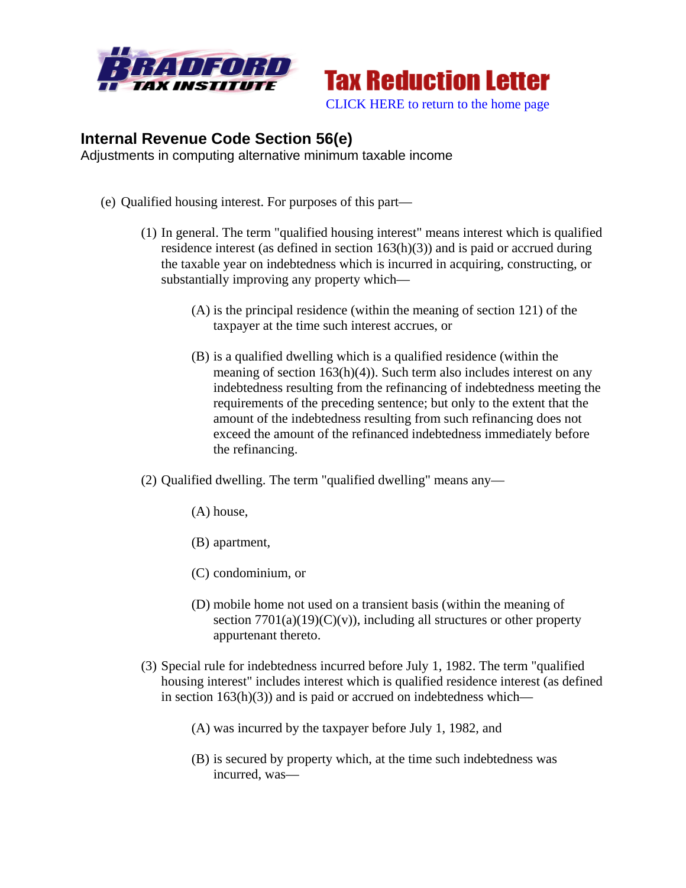Tax Reduction Letter

CLICK HERE to return to the home page

## Internal Revenue Code Section 56(e)

Adjustments in computing alternative minimum taxable income

(e) Qualified housing interest. For purposes of this part—

(1) In general. The term "qualified housing interest" means interest which is qualified residence interest (as defined in section 163(h)(3)) and is paid or accrued during the taxable year on indebtedness which is incurred in acquiring, constructing, or substantially improving any property which—

(A) is the principal residence (within the meaning of section 121) of the taxpayer at the time such interest accrues, or

(B) is a qualified dwelling which is a qualified residence (within the meaning of section 163(h)(4)). Such term also includes interest on any indebtedness resulting from the refinancing of indebtedness meeting the requirements of the preceding sentence; but only to the extent that the amount of the indebtedness resulting from such refinancing does not exceed the amount of the refinanced indebtedness immediately before the refinancing.

(2) Qualified dwelling. The term "qualified dwelling" means any—

(A) house,

(B) apartment,

(C) condominium, or

(D) mobile home not used on a transient basis (within the meaning of section 7701(a)(19)(C)(v)), including all structures or other property appurtenant thereto.

(3) Special rule for indebtedness incurred before July 1, 1982. The term "qualified housing interest" includes interest which is qualified residence interest (as defined in section 163(h)(3)) and is paid or accrued on indebtedness which—

(A) was incurred by the taxpayer before July 1, 1982, and

(B) is secured by property which, at the time such indebtedness was incurred, was—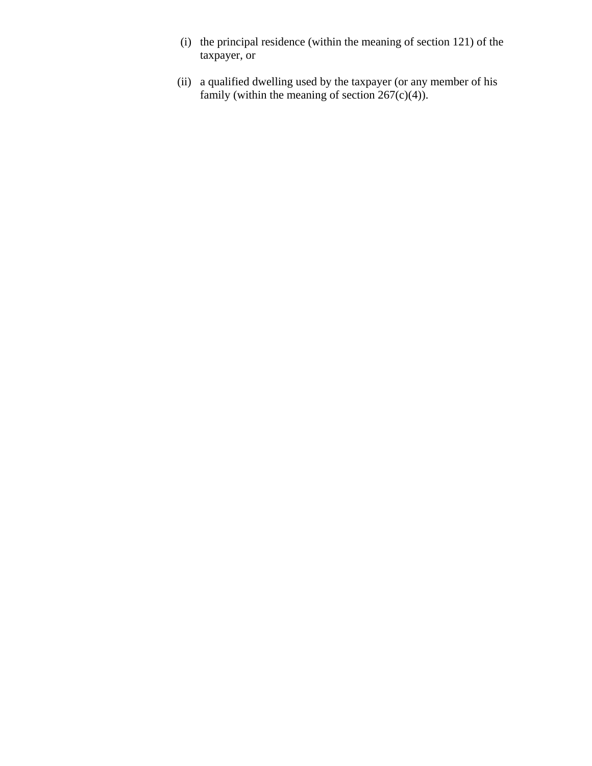(i) the principal residence (within the meaning of section 121) of the taxpayer, or

(ii) a qualified dwelling used by the taxpayer (or any member of his family (within the meaning of section 267(c)(4)).